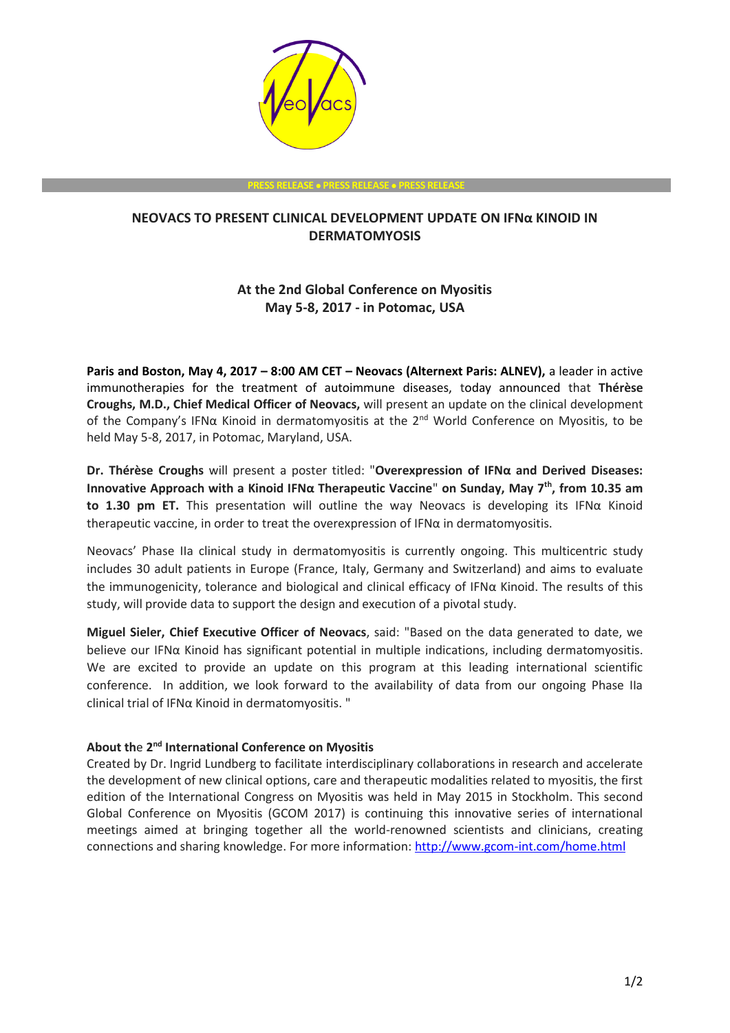PRESS RELEASE • PRESS RELEASE • PRESS RELEASE

# NEOVACS TO PRESENT CLINICAL DEVELOPMENT UPDATE ON IFNα KINOID IN DERMATOMYOSIS

## At the 2nd Global Conference on Myositis May 5-8, 2017 - in Potomac, USA

**Paris and Boston, May 4, 2017 – 8:00 AM CET – Neovacs (Alternext Paris: ALNEV),** a leader in active immunotherapies for the treatment of autoimmune diseases, today announced that **Thérèse Croughs, M.D., Chief Medical Officer of Neovacs,** will present an update on the clinical development of the Company's IFNα Kinoid in dermatomyositis at the 2nd World Conference on Myositis, to be held May 5-8, 2017, in Potomac, Maryland, USA.

**Dr. Thérèse Croughs** will present a poster titled: "**Overexpression of IFNα and Derived Diseases: Innovative Approach with a Kinoid IFNα Therapeutic Vaccine**" **on Sunday, May 7th, from 10.35 am to 1.30 pm ET.** This presentation will outline the way Neovacs is developing its IFNα Kinoid therapeutic vaccine, in order to treat the overexpression of IFNα in dermatomyositis.

Neovacs' Phase IIa clinical study in dermatomyositis is currently ongoing. This multicentric study includes 30 adult patients in Europe (France, Italy, Germany and Switzerland) and aims to evaluate the immunogenicity, tolerance and biological and clinical efficacy of IFNα Kinoid. The results of this study, will provide data to support the design and execution of a pivotal study.

**Miguel Sieler, Chief Executive Officer of Neovacs**, said: "Based on the data generated to date, we believe our IFNα Kinoid has significant potential in multiple indications, including dermatomyositis. We are excited to provide an update on this program at this leading international scientific conference. In addition, we look forward to the availability of data from our ongoing Phase IIa clinical trial of IFNα Kinoid in dermatomyositis. "

### About the 2nd International Conference on Myositis

Created by Dr. Ingrid Lundberg to facilitate interdisciplinary collaborations in research and accelerate the development of new clinical options, care and therapeutic modalities related to myositis, the first edition of the International Congress on Myositis was held in May 2015 in Stockholm. This second Global Conference on Myositis (GCOM 2017) is continuing this innovative series of international meetings aimed at bringing together all the world-renowned scientists and clinicians, creating connections and sharing knowledge. For more information: [http://www.gcom-int.com/home.html](http://www.gcom-int.com/home.html)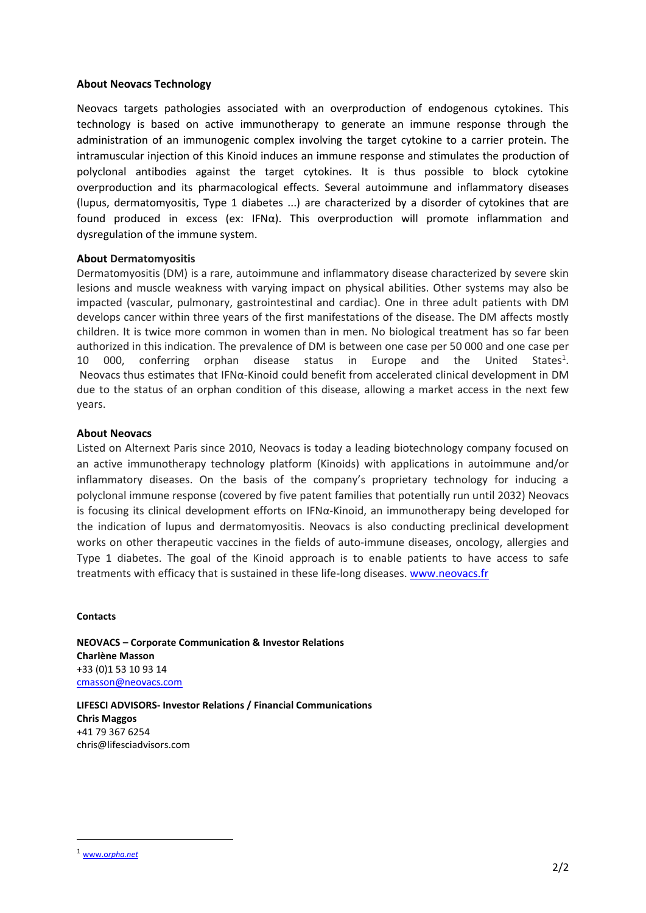## About Neovacs Technology

Neovacs targets pathologies associated with an overproduction of endogenous cytokines. This technology is based on active immunotherapy to generate an immune response through the administration of an immunogenic complex involving the target cytokine to a carrier protein. The intramuscular injection of this Kinoid induces an immune response and stimulates the production of polyclonal antibodies against the target cytokines. It is thus possible to block cytokine overproduction and its pharmacological effects. Several autoimmune and inflammatory diseases (lupus, dermatomyositis, Type 1 diabetes ...) are characterized by a disorder of cytokines that are found produced in excess (ex: IFNα). This overproduction will promote inflammation and dysregulation of the immune system.

## About Dermatomyositis

Dermatomyositis (DM) is a rare, autoimmune and inflammatory disease characterized by severe skin lesions and muscle weakness with varying impact on physical abilities. Other systems may also be impacted (vascular, pulmonary, gastrointestinal and cardiac). One in three adult patients with DM develops cancer within three years of the first manifestations of the disease. The DM affects mostly children. It is twice more common in women than in men. No biological treatment has so far been authorized in this indication. The prevalence of DM is between one case per 50 000 and one case per 10 000, conferring orphan disease status in Europe and the United States[1]. Neovacs thus estimates that IFNα-Kinoid could benefit from accelerated clinical development in DM due to the status of an orphan condition of this disease, allowing a market access in the next few years.

## About Neovacs

Listed on Alternext Paris since 2010, Neovacs is today a leading biotechnology company focused on an active immunotherapy technology platform (Kinoids) with applications in autoimmune and/or inflammatory diseases. On the basis of the company's proprietary technology for inducing a polyclonal immune response (covered by five patent families that potentially run until 2032) Neovacs is focusing its clinical development efforts on IFNα-Kinoid, an immunotherapy being developed for the indication of lupus and dermatomyositis. Neovacs is also conducting preclinical development works on other therapeutic vaccines in the fields of auto-immune diseases, oncology, allergies and Type 1 diabetes. The goal of the Kinoid approach is to enable patients to have access to safe treatments with efficacy that is sustained in these life-long diseases. [www.neovacs.fr](http://www.neovacs.fr)

**Contacts**

**NEOVACS – Corporate Communication & Investor Relations**
**Charlène Masson**
+33 (0)1 53 10 93 14
[cmasson@neovacs.com](mailto:cmasson@neovacs.com)

**LIFESCI ADVISORS- Investor Relations / Financial Communications**
**Chris Maggos**
+41 79 367 6254
chris@lifesciadvisors.com

[1] *[www.orpha.net](http://www.orpha.net)*